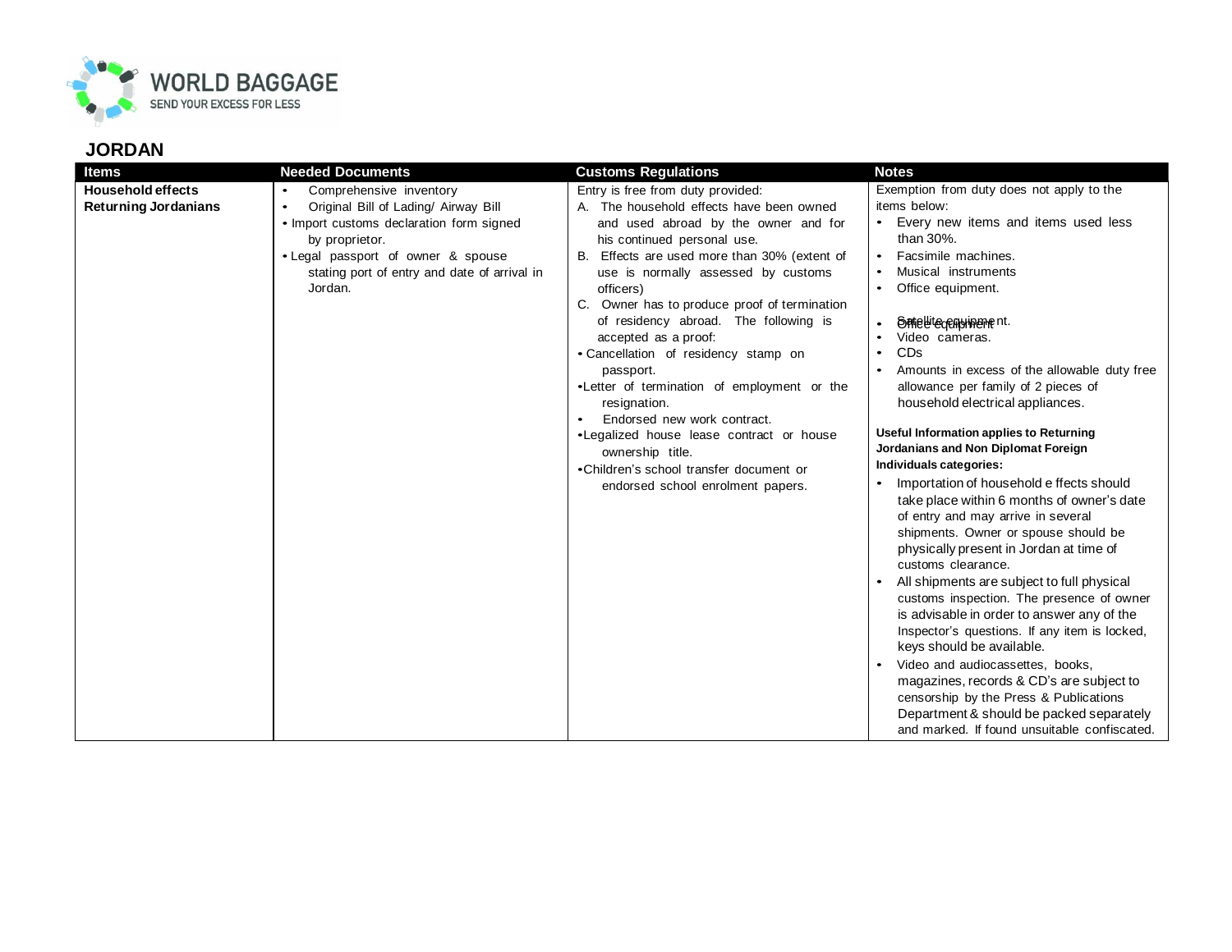WORLD BAGGAGE
SEND YOUR EXCESS FOR LESS

## JORDAN

| Items | Needed Documents | Customs Regulations | Notes |
|---|---|---|---|
| **Household effects Returning Jordanians** | • Comprehensive inventory<br>• Original Bill of Lading/ Airway Bill<br>• Import customs declaration form signed by proprietor.<br>• Legal passport of owner & spouse stating port of entry and date of arrival in Jordan. | Entry is free from duty provided:<br>A. The household effects have been owned and used abroad by the owner and for his continued personal use.<br>B. Effects are used more than 30% (extent of use is normally assessed by customs officers)<br>C. Owner has to produce proof of termination of residency abroad. The following is accepted as a proof:<br>• Cancellation of residency stamp on passport.<br>• Letter of termination of employment or the resignation.<br>• Endorsed new work contract.<br>• Legalized house lease contract or house ownership title.<br>• Children's school transfer document or endorsed school enrolment papers. | Exemption from duty does not apply to the items below:<br>• Every new items and items used less than 30%.<br>• Facsimile machines.<br>• Musical instruments<br>• Office equipment.<br>• Satellite equipment.<br>• Video cameras.<br>• CDs<br>• Amounts in excess of the allowable duty free allowance per family of 2 pieces of household electrical appliances.<br><br>**Useful Information applies to Returning Jordanians and Non Diplomat Foreign Individuals categories:**<br>• Importation of household effects should take place within 6 months of owner's date of entry and may arrive in several shipments. Owner or spouse should be physically present in Jordan at time of customs clearance.<br>• All shipments are subject to full physical customs inspection. The presence of owner is advisable in order to answer any of the Inspector's questions. If any item is locked, keys should be available.<br>• Video and audiocassettes, books, magazines, records & CD's are subject to censorship by the Press & Publications Department & should be packed separately and marked. If found unsuitable confiscated. |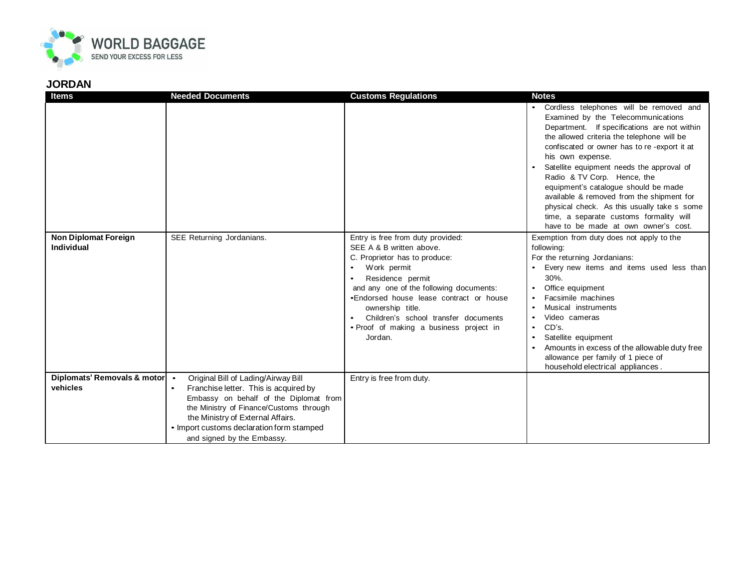## JORDAN

| Items | Needed Documents | Customs Regulations | Notes |
|---|---|---|---|
| | | | • Cordless telephones will be removed and Examined by the Telecommunications Department. If specifications are not within the allowed criteria the telephone will be confiscated or owner has to re-export it at his own expense.<br>• Satellite equipment needs the approval of Radio & TV Corp. Hence, the equipment's catalogue should be made available & removed from the shipment for physical check. As this usually take s some time, a separate customs formality will have to be made at own owner's cost. |
| **Non Diplomat Foreign Individual** | SEE Returning Jordanians. | Entry is free from duty provided:<br>SEE A & B written above.<br>C. Proprietor has to produce:<br>• Work permit<br>• Residence permit<br>and any one of the following documents:<br>• Endorsed house lease contract or house ownership title.<br>• Children's school transfer documents<br>• Proof of making a business project in Jordan. | Exemption from duty does not apply to the following:<br>For the returning Jordanians:<br>• Every new items and items used less than 30%.<br>• Office equipment<br>• Facsimile machines<br>• Musical instruments<br>• Video cameras<br>• CD's.<br>• Satellite equipment<br>• Amounts in excess of the allowable duty free allowance per family of 1 piece of household electrical appliances. |
| **Diplomats' Removals & motor vehicles** | • Original Bill of Lading/Airway Bill<br>• Franchise letter. This is acquired by Embassy on behalf of the Diplomat from the Ministry of Finance/Customs through the Ministry of External Affairs.<br>• Import customs declaration form stamped and signed by the Embassy. | Entry is free from duty. | |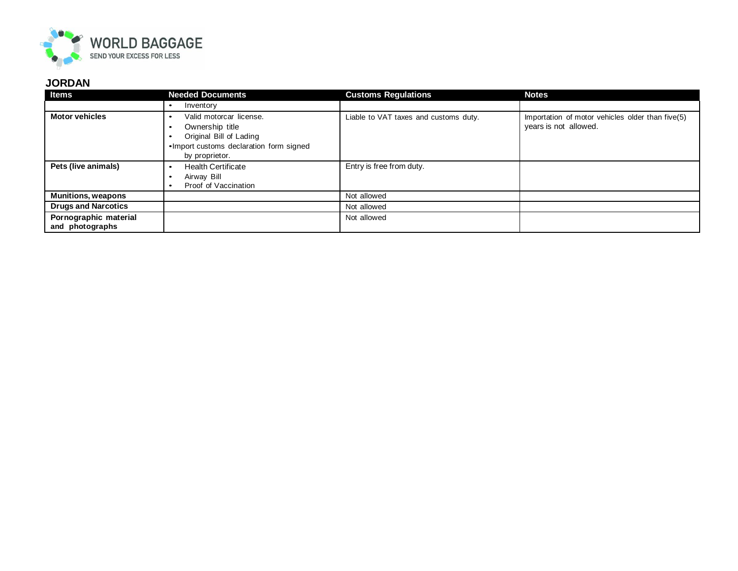## JORDAN

| Items | Needed Documents | Customs Regulations | Notes |
|---|---|---|---|
| | • Inventory | | |
| **Motor vehicles** | • Valid motorcar license.<br>• Ownership title<br>• Original Bill of Lading<br>• Import customs declaration form signed by proprietor. | Liable to VAT taxes and customs duty. | Importation of motor vehicles older than five(5) years is not allowed. |
| **Pets (live animals)** | • Health Certificate<br>• Airway Bill<br>• Proof of Vaccination | Entry is free from duty. | |
| **Munitions, weapons** | | Not allowed | |
| **Drugs and Narcotics** | | Not allowed | |
| **Pornographic material and photographs** | | Not allowed | |